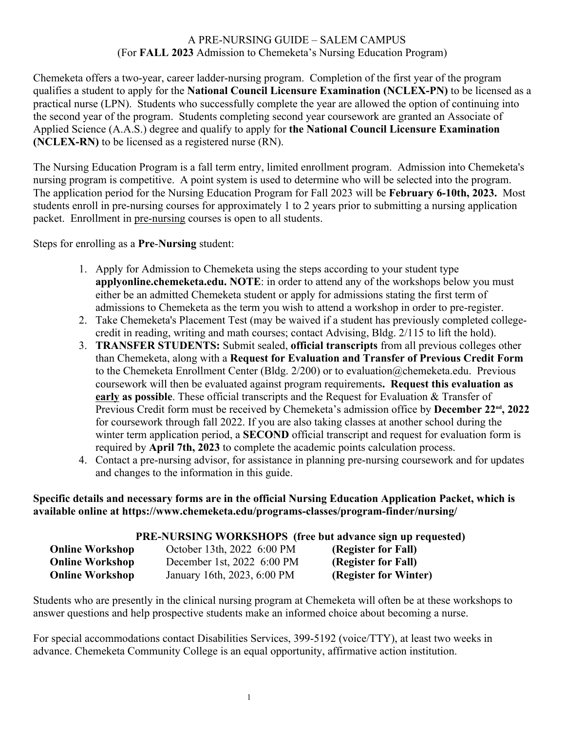# A PRE-NURSING GUIDE – SALEM CAMPUS

(For **FALL 2023** Admission to Chemeketa's Nursing Education Program)

Chemeketa offers a two-year, career ladder-nursing program. Completion of the first year of the program qualifies a student to apply for the **National Council Licensure Examination (NCLEX-PN)** to be licensed as a practical nurse (LPN). Students who successfully complete the year are allowed the option of continuing into the second year of the program. Students completing second year coursework are granted an Associate of Applied Science (A.A.S.) degree and qualify to apply for **the National Council Licensure Examination (NCLEX-RN)** to be licensed as a registered nurse (RN).

The Nursing Education Program is a fall term entry, limited enrollment program. Admission into Chemeketa's nursing program is competitive. A point system is used to determine who will be selected into the program. The application period for the Nursing Education Program for Fall 2023 will be **February 6-10th, 2023.** Most students enroll in pre-nursing courses for approximately 1 to 2 years prior to submitting a nursing application packet. Enrollment in pre-nursing courses is open to all students.

Steps for enrolling as a **Pre-Nursing** student:

1. Apply for Admission to Chemeketa using the steps according to your student type **applyonline.chemeketa.edu. NOTE**: in order to attend any of the workshops below you must either be an admitted Chemeketa student or apply for admissions stating the first term of admissions to Chemeketa as the term you wish to attend a workshop in order to pre-register.
2. Take Chemeketa's Placement Test (may be waived if a student has previously completed college-credit in reading, writing and math courses; contact Advising, Bldg. 2/115 to lift the hold).
3. **TRANSFER STUDENTS:** Submit sealed, **official transcripts** from all previous colleges other than Chemeketa, along with a **Request for Evaluation and Transfer of Previous Credit Form** to the Chemeketa Enrollment Center (Bldg. 2/200) or to evaluation@chemeketa.edu. Previous coursework will then be evaluated against program requirements**. Request this evaluation as early as possible**. These official transcripts and the Request for Evaluation & Transfer of Previous Credit form must be received by Chemeketa's admission office by **December 22nd, 2022** for coursework through fall 2022. If you are also taking classes at another school during the winter term application period, a **SECOND** official transcript and request for evaluation form is required by **April 7th, 2023** to complete the academic points calculation process.
4. Contact a pre-nursing advisor, for assistance in planning pre-nursing coursework and for updates and changes to the information in this guide.

**Specific details and necessary forms are in the official Nursing Education Application Packet, which is available online at https://www.chemeketa.edu/programs-classes/program-finder/nursing/**

**PRE-NURSING WORKSHOPS (free but advance sign up requested)**

| | | |
|---|---|---|
| **Online Workshop** | October 13th, 2022 6:00 PM | **(Register for Fall)** |
| **Online Workshop** | December 1st, 2022 6:00 PM | **(Register for Fall)** |
| **Online Workshop** | January 16th, 2023, 6:00 PM | **(Register for Winter)** |

Students who are presently in the clinical nursing program at Chemeketa will often be at these workshops to answer questions and help prospective students make an informed choice about becoming a nurse.

For special accommodations contact Disabilities Services, 399-5192 (voice/TTY), at least two weeks in advance. Chemeketa Community College is an equal opportunity, affirmative action institution.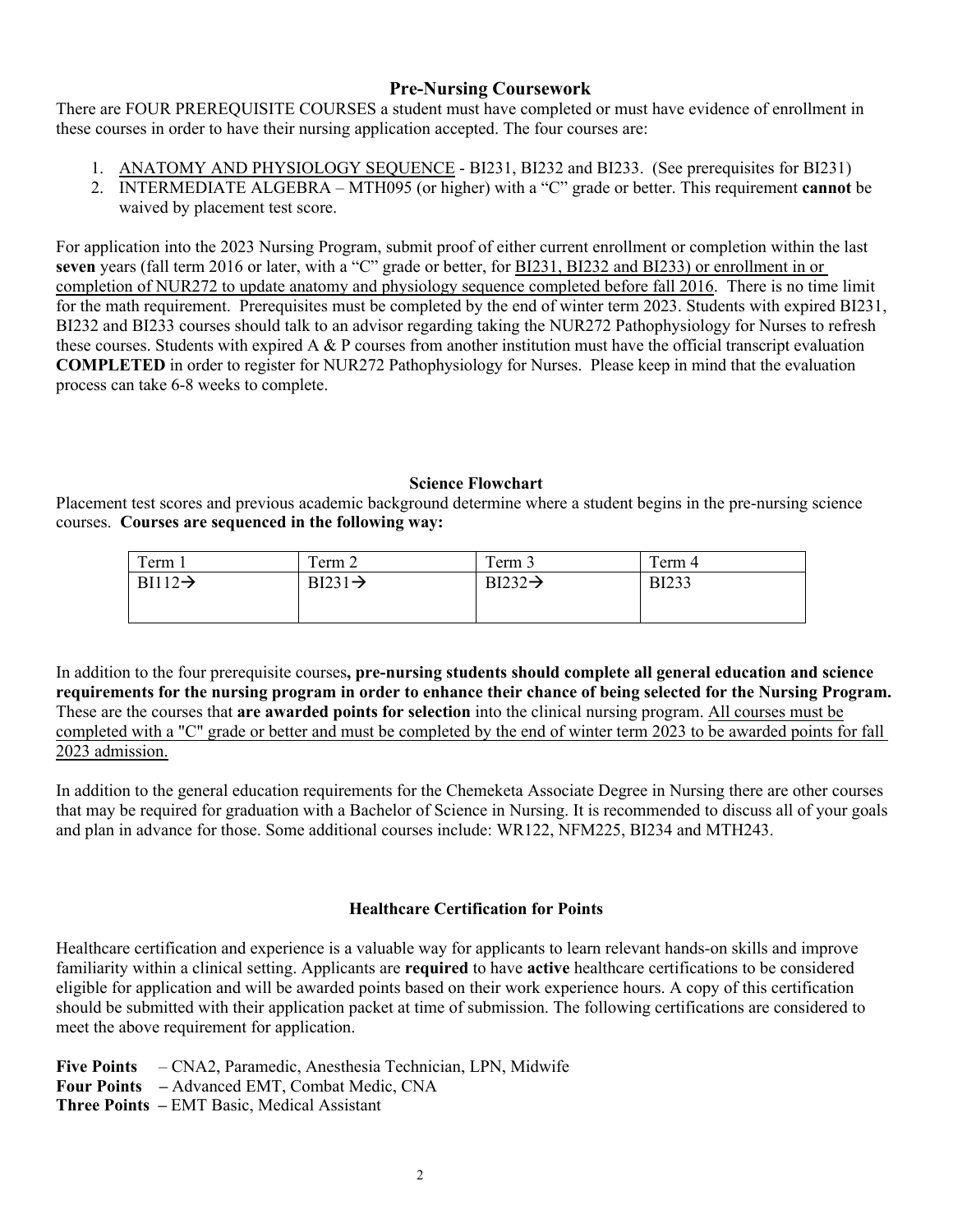## Pre-Nursing Coursework

There are FOUR PREREQUISITE COURSES a student must have completed or must have evidence of enrollment in these courses in order to have their nursing application accepted. The four courses are:

1. ANATOMY AND PHYSIOLOGY SEQUENCE - BI231, BI232 and BI233. (See prerequisites for BI231)
2. INTERMEDIATE ALGEBRA – MTH095 (or higher) with a "C" grade or better. This requirement **cannot** be waived by placement test score.

For application into the 2023 Nursing Program, submit proof of either current enrollment or completion within the last **seven** years (fall term 2016 or later, with a "C" grade or better, for BI231, BI232 and BI233) or enrollment in or completion of NUR272 to update anatomy and physiology sequence completed before fall 2016. There is no time limit for the math requirement. Prerequisites must be completed by the end of winter term 2023. Students with expired BI231, BI232 and BI233 courses should talk to an advisor regarding taking the NUR272 Pathophysiology for Nurses to refresh these courses. Students with expired A & P courses from another institution must have the official transcript evaluation **COMPLETED** in order to register for NUR272 Pathophysiology for Nurses. Please keep in mind that the evaluation process can take 6-8 weeks to complete.

### Science Flowchart

Placement test scores and previous academic background determine where a student begins in the pre-nursing science courses. **Courses are sequenced in the following way:**

| Term 1 | Term 2 | Term 3 | Term 4 |
|---|---|---|---|
| BI112→ | BI231→ | BI232→ | BI233 |

In addition to the four prerequisite courses**, pre-nursing students should complete all general education and science requirements for the nursing program in order to enhance their chance of being selected for the Nursing Program.** These are the courses that **are awarded points for selection** into the clinical nursing program. All courses must be completed with a "C" grade or better and must be completed by the end of winter term 2023 to be awarded points for fall 2023 admission.

In addition to the general education requirements for the Chemeketa Associate Degree in Nursing there are other courses that may be required for graduation with a Bachelor of Science in Nursing. It is recommended to discuss all of your goals and plan in advance for those. Some additional courses include: WR122, NFM225, BI234 and MTH243.

### Healthcare Certification for Points

Healthcare certification and experience is a valuable way for applicants to learn relevant hands-on skills and improve familiarity within a clinical setting. Applicants are **required** to have **active** healthcare certifications to be considered eligible for application and will be awarded points based on their work experience hours. A copy of this certification should be submitted with their application packet at time of submission. The following certifications are considered to meet the above requirement for application.

**Five Points** – CNA2, Paramedic, Anesthesia Technician, LPN, Midwife
**Four Points –** Advanced EMT, Combat Medic, CNA
**Three Points –** EMT Basic, Medical Assistant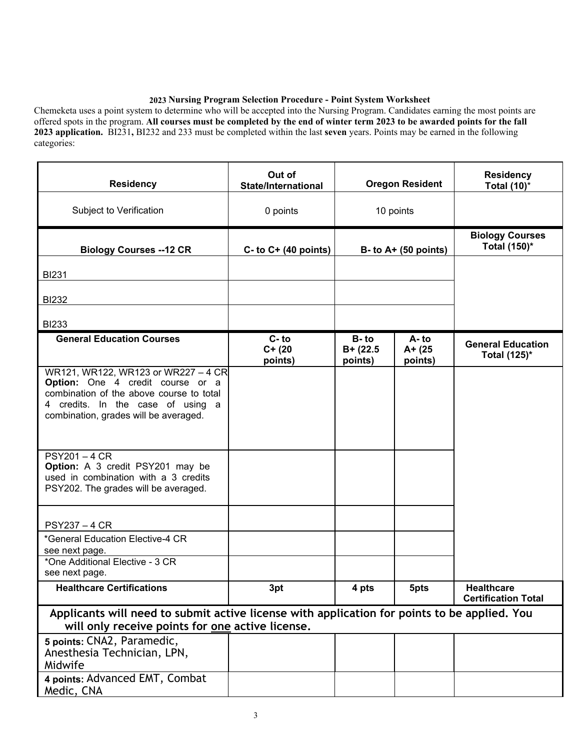**2023 Nursing Program Selection Procedure - Point System Worksheet**

Chemeketa uses a point system to determine who will be accepted into the Nursing Program. Candidates earning the most points are offered spots in the program. **All courses must be completed by the end of winter term 2023 to be awarded points for the fall 2023 application.** BI231**,** BI232 and 233 must be completed within the last **seven** years. Points may be earned in the following categories:

| **Residency** | **Out of State/International** | **Oregon Resident** | | **Residency Total (10)*** |
|---|---|---|---|---|
| Subject to Verification | 0 points | 10 points | | |
| **Biology Courses --12 CR** | **C- to C+ (40 points)** | **B- to A+ (50 points)** | | **Biology Courses Total (150)*** |
| BI231 | | | | |
| BI232 | | | | |
| BI233 | | | | |
| **General Education Courses** | **C- to C+ (20 points)** | **B- to B+ (22.5 points)** | **A- to A+ (25 points)** | **General Education Total (125)*** |
| WR121, WR122, WR123 or WR227 – 4 CR **Option:** One 4 credit course or a combination of the above course to total 4 credits. In the case of using a combination, grades will be averaged. | | | | |
| PSY201 – 4 CR **Option:** A 3 credit PSY201 may be used in combination with a 3 credits PSY202. The grades will be averaged. | | | | |
| PSY237 – 4 CR | | | | |
| *General Education Elective-4 CR see next page. | | | | |
| *One Additional Elective - 3 CR see next page. | | | | |
| **Healthcare Certifications** | **3pt** | **4 pts** | **5pts** | **Healthcare Certification Total** |
| **Applicants will need to submit active license with application for points to be applied. You will only receive points for <u>one</u> active license.** | | | | |
| **5 points:** CNA2, Paramedic, Anesthesia Technician, LPN, Midwife | | | | |
| **4 points:** Advanced EMT, Combat Medic, CNA | | | | |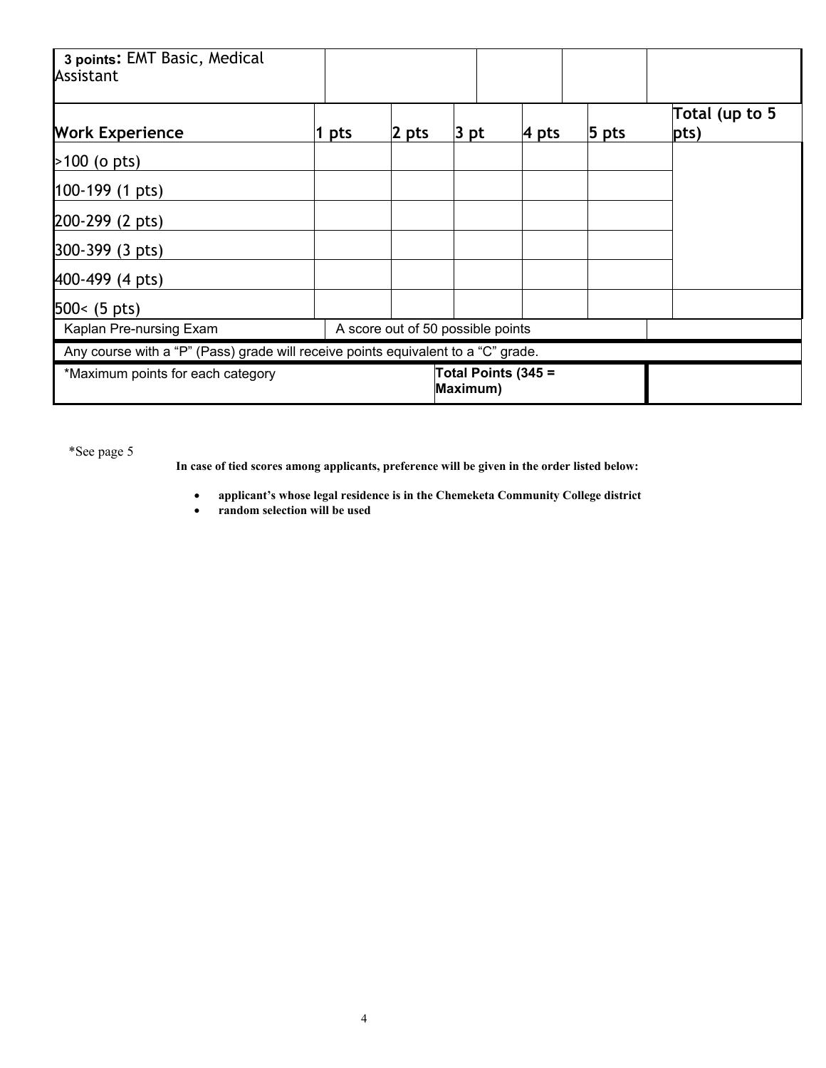| **3 points**: EMT Basic, Medical Assistant | | | | | | |
|---|---|---|---|---|---|---|
| **Work Experience** | **1 pts** | **2 pts** | **3 pt** | **4 pts** | **5 pts** | **Total (up to 5 pts)** |
| >100 (o pts) | | | | | | |
| 100-199 (1 pts) | | | | | | |
| 200-299 (2 pts) | | | | | | |
| 300-399 (3 pts) | | | | | | |
| 400-499 (4 pts) | | | | | | |
| 500< (5 pts) | | | | | | |
| Kaplan Pre-nursing Exam | A score out of 50 possible points | | | | | |
| Any course with a "P" (Pass) grade will receive points equivalent to a "C" grade. | | | | | | |
| *Maximum points for each category | | | **Total Points (345 = Maximum)** | | | |

*See page 5

**In case of tied scores among applicants, preference will be given in the order listed below:**

- **applicant's whose legal residence is in the Chemeketa Community College district**
- **random selection will be used**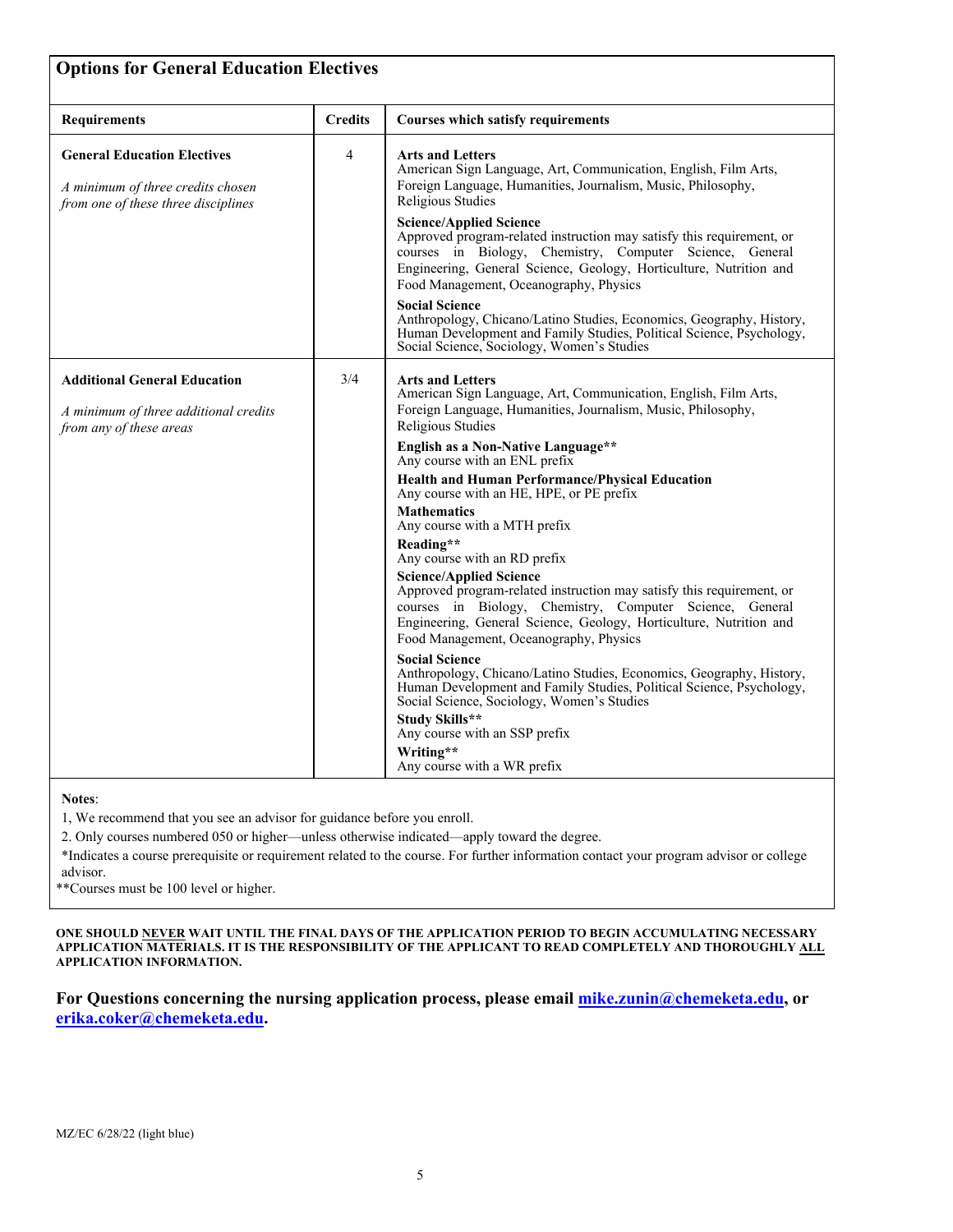## Options for General Education Electives

| Requirements | Credits | Courses which satisfy requirements |
|---|---|---|
| **General Education Electives**<br><br>*A minimum of three credits chosen from one of these three disciplines* | 4 | **Arts and Letters**<br>American Sign Language, Art, Communication, English, Film Arts, Foreign Language, Humanities, Journalism, Music, Philosophy, Religious Studies<br><br>**Science/Applied Science**<br>Approved program-related instruction may satisfy this requirement, or courses in Biology, Chemistry, Computer Science, General Engineering, General Science, Geology, Horticulture, Nutrition and Food Management, Oceanography, Physics<br><br>**Social Science**<br>Anthropology, Chicano/Latino Studies, Economics, Geography, History, Human Development and Family Studies, Political Science, Psychology, Social Science, Sociology, Women's Studies |
| **Additional General Education**<br><br>*A minimum of three additional credits from any of these areas* | 3/4 | **Arts and Letters**<br>American Sign Language, Art, Communication, English, Film Arts, Foreign Language, Humanities, Journalism, Music, Philosophy, Religious Studies<br><br>**English as a Non-Native Language****<br>Any course with an ENL prefix<br><br>**Health and Human Performance/Physical Education**<br>Any course with an HE, HPE, or PE prefix<br><br>**Mathematics**<br>Any course with a MTH prefix<br><br>**Reading****<br>Any course with an RD prefix<br><br>**Science/Applied Science**<br>Approved program-related instruction may satisfy this requirement, or courses in Biology, Chemistry, Computer Science, General Engineering, General Science, Geology, Horticulture, Nutrition and Food Management, Oceanography, Physics<br><br>**Social Science**<br>Anthropology, Chicano/Latino Studies, Economics, Geography, History, Human Development and Family Studies, Political Science, Psychology, Social Science, Sociology, Women's Studies<br><br>**Study Skills****<br>Any course with an SSP prefix<br><br>**Writing****<br>Any course with a WR prefix |

**Notes**:

1, We recommend that you see an advisor for guidance before you enroll.

2. Only courses numbered 050 or higher—unless otherwise indicated—apply toward the degree.

*Indicates a course prerequisite or requirement related to the course. For further information contact your program advisor or college advisor.

**Courses must be 100 level or higher.

**ONE SHOULD NEVER WAIT UNTIL THE FINAL DAYS OF THE APPLICATION PERIOD TO BEGIN ACCUMULATING NECESSARY APPLICATION MATERIALS. IT IS THE RESPONSIBILITY OF THE APPLICANT TO READ COMPLETELY AND THOROUGHLY ALL APPLICATION INFORMATION.**

**For Questions concerning the nursing application process, please email mike.zunin@chemeketa.edu, or erika.coker@chemeketa.edu.**

MZ/EC 6/28/22 (light blue)